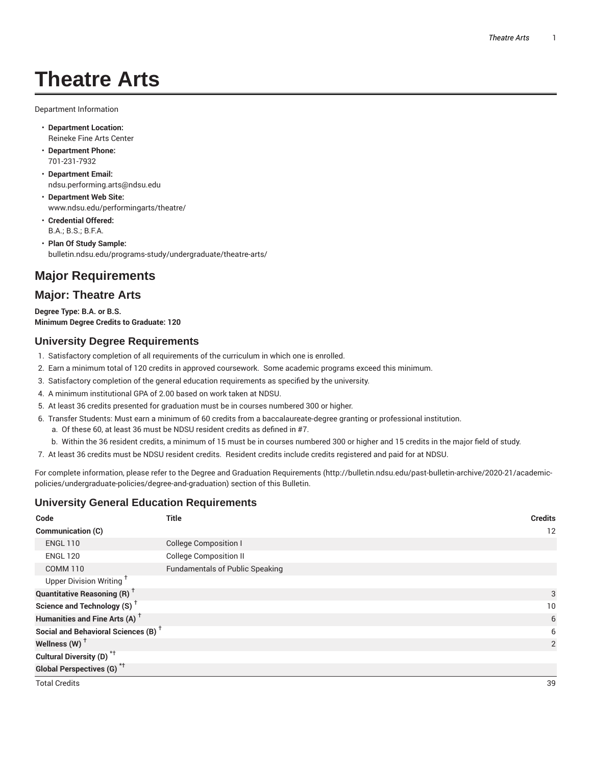# Theatre Arts

Department Information

- **Department Location:**
  Reineke Fine Arts Center
- **Department Phone:**
  701-231-7932
- **Department Email:**
  ndsu.performing.arts@ndsu.edu
- **Department Web Site:**
  www.ndsu.edu/performingarts/theatre/
- **Credential Offered:**
  B.A.; B.S.; B.F.A.
- **Plan Of Study Sample:**
  bulletin.ndsu.edu/programs-study/undergraduate/theatre-arts/

## Major Requirements

## Major: Theatre Arts

**Degree Type: B.A. or B.S.**
**Minimum Degree Credits to Graduate: 120**

### University Degree Requirements

1. Satisfactory completion of all requirements of the curriculum in which one is enrolled.
2. Earn a minimum total of 120 credits in approved coursework. Some academic programs exceed this minimum.
3. Satisfactory completion of the general education requirements as specified by the university.
4. A minimum institutional GPA of 2.00 based on work taken at NDSU.
5. At least 36 credits presented for graduation must be in courses numbered 300 or higher.
6. Transfer Students: Must earn a minimum of 60 credits from a baccalaureate-degree granting or professional institution.
   a. Of these 60, at least 36 must be NDSU resident credits as defined in #7.
   b. Within the 36 resident credits, a minimum of 15 must be in courses numbered 300 or higher and 15 credits in the major field of study.
7. At least 36 credits must be NDSU resident credits. Resident credits include credits registered and paid for at NDSU.

For complete information, please refer to the Degree and Graduation Requirements (http://bulletin.ndsu.edu/past-bulletin-archive/2020-21/academic-policies/undergraduate-policies/degree-and-graduation) section of this Bulletin.

### University General Education Requirements

| Code | Title | Credits |
|---|---|---|
| **Communication (C)** | | 12 |
| ENGL 110 | College Composition I | |
| ENGL 120 | College Composition II | |
| COMM 110 | Fundamentals of Public Speaking | |
| Upper Division Writing † | | |
| **Quantitative Reasoning (R) †** | | 3 |
| **Science and Technology (S) †** | | 10 |
| **Humanities and Fine Arts (A) †** | | 6 |
| **Social and Behavioral Sciences (B) †** | | 6 |
| **Wellness (W) †** | | 2 |
| **Cultural Diversity (D) *†** | | |
| **Global Perspectives (G) *†** | | |
| Total Credits | | 39 |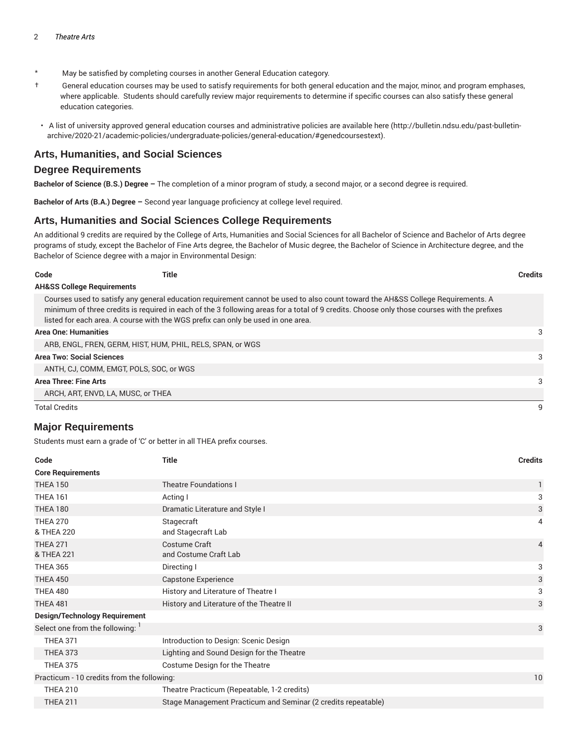\* May be satisfied by completing courses in another General Education category.

† General education courses may be used to satisfy requirements for both general education and the major, minor, and program emphases, where applicable. Students should carefully review major requirements to determine if specific courses can also satisfy these general education categories.

- A list of university approved general education courses and administrative policies are available here (http://bulletin.ndsu.edu/past-bulletin-archive/2020-21/academic-policies/undergraduate-policies/general-education/#genedcoursestext).

## Arts, Humanities, and Social Sciences

## Degree Requirements

**Bachelor of Science (B.S.) Degree –** The completion of a minor program of study, a second major, or a second degree is required.

**Bachelor of Arts (B.A.) Degree –** Second year language proficiency at college level required.

## Arts, Humanities and Social Sciences College Requirements

An additional 9 credits are required by the College of Arts, Humanities and Social Sciences for all Bachelor of Science and Bachelor of Arts degree programs of study, except the Bachelor of Fine Arts degree, the Bachelor of Music degree, the Bachelor of Science in Architecture degree, and the Bachelor of Science degree with a major in Environmental Design:

| Code | Title | Credits |
|---|---|---|
| **AH&SS College Requirements** | | |
| Courses used to satisfy any general education requirement cannot be used to also count toward the AH&SS College Requirements. A minimum of three credits is required in each of the 3 following areas for a total of 9 credits. Choose only those courses with the prefixes listed for each area. A course with the WGS prefix can only be used in one area. | | |
| **Area One: Humanities** | | 3 |
| ARB, ENGL, FREN, GERM, HIST, HUM, PHIL, RELS, SPAN, or WGS | | |
| **Area Two: Social Sciences** | | 3 |
| ANTH, CJ, COMM, EMGT, POLS, SOC, or WGS | | |
| **Area Three: Fine Arts** | | 3 |
| ARCH, ART, ENVD, LA, MUSC, or THEA | | |
| Total Credits | | 9 |

## Major Requirements

Students must earn a grade of 'C' or better in all THEA prefix courses.

| Code | Title | Credits |
|---|---|---|
| **Core Requirements** | | |
| THEA 150 | Theatre Foundations I | 1 |
| THEA 161 | Acting I | 3 |
| THEA 180 | Dramatic Literature and Style I | 3 |
| THEA 270 & THEA 220 | Stagecraft and Stagecraft Lab | 4 |
| THEA 271 & THEA 221 | Costume Craft and Costume Craft Lab | 4 |
| THEA 365 | Directing I | 3 |
| THEA 450 | Capstone Experience | 3 |
| THEA 480 | History and Literature of Theatre I | 3 |
| THEA 481 | History and Literature of the Theatre II | 3 |
| **Design/Technology Requirement** | | |
| Select one from the following: [1] | | 3 |
| THEA 371 | Introduction to Design: Scenic Design | |
| THEA 373 | Lighting and Sound Design for the Theatre | |
| THEA 375 | Costume Design for the Theatre | |
| Practicum - 10 credits from the following: | | 10 |
| THEA 210 | Theatre Practicum (Repeatable, 1-2 credits) | |
| THEA 211 | Stage Management Practicum and Seminar (2 credits repeatable) | |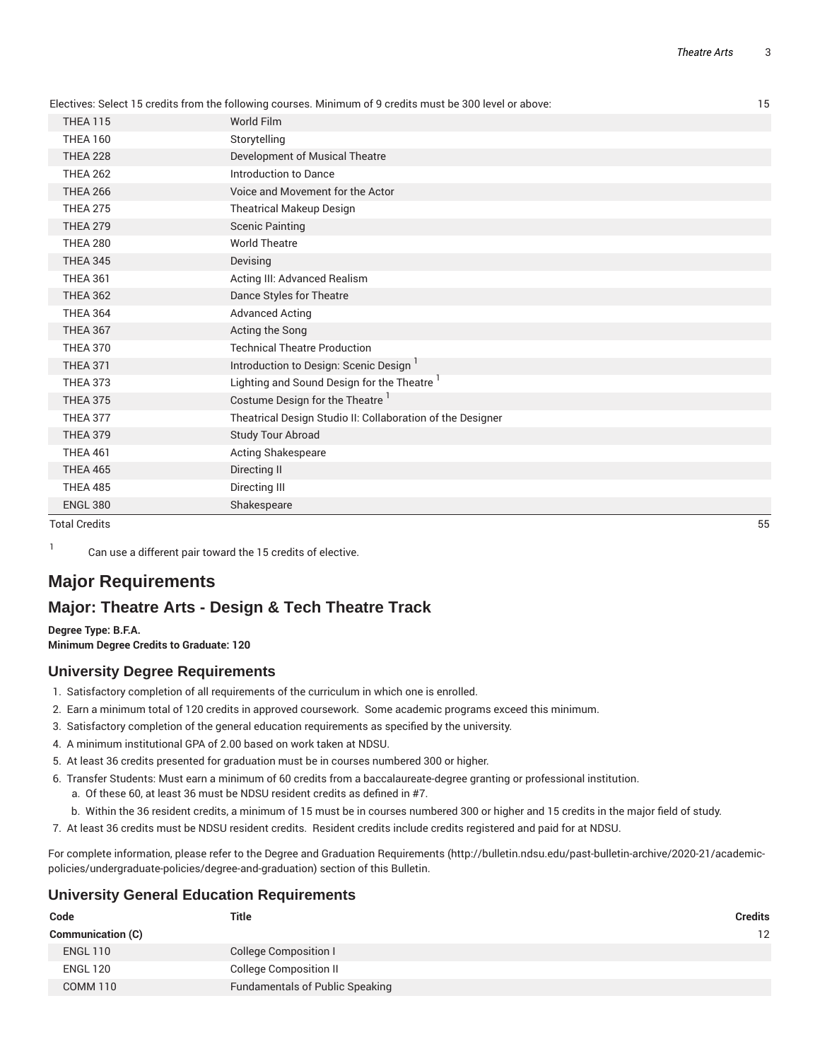| | | |
|---|---|---|
| Electives: Select 15 credits from the following courses. Minimum of 9 credits must be 300 level or above: | | 15 |
| THEA 115 | World Film | |
| THEA 160 | Storytelling | |
| THEA 228 | Development of Musical Theatre | |
| THEA 262 | Introduction to Dance | |
| THEA 266 | Voice and Movement for the Actor | |
| THEA 275 | Theatrical Makeup Design | |
| THEA 279 | Scenic Painting | |
| THEA 280 | World Theatre | |
| THEA 345 | Devising | |
| THEA 361 | Acting III: Advanced Realism | |
| THEA 362 | Dance Styles for Theatre | |
| THEA 364 | Advanced Acting | |
| THEA 367 | Acting the Song | |
| THEA 370 | Technical Theatre Production | |
| THEA 371 | Introduction to Design: Scenic Design [1] | |
| THEA 373 | Lighting and Sound Design for the Theatre [1] | |
| THEA 375 | Costume Design for the Theatre [1] | |
| THEA 377 | Theatrical Design Studio II: Collaboration of the Designer | |
| THEA 379 | Study Tour Abroad | |
| THEA 461 | Acting Shakespeare | |
| THEA 465 | Directing II | |
| THEA 485 | Directing III | |
| ENGL 380 | Shakespeare | |
| Total Credits | | 55 |

[1] Can use a different pair toward the 15 credits of elective.

# Major Requirements

## Major: Theatre Arts - Design & Tech Theatre Track

**Degree Type: B.F.A.**
**Minimum Degree Credits to Graduate: 120**

### University Degree Requirements

1. Satisfactory completion of all requirements of the curriculum in which one is enrolled.
2. Earn a minimum total of 120 credits in approved coursework. Some academic programs exceed this minimum.
3. Satisfactory completion of the general education requirements as specified by the university.
4. A minimum institutional GPA of 2.00 based on work taken at NDSU.
5. At least 36 credits presented for graduation must be in courses numbered 300 or higher.
6. Transfer Students: Must earn a minimum of 60 credits from a baccalaureate-degree granting or professional institution.
   a. Of these 60, at least 36 must be NDSU resident credits as defined in #7.
   b. Within the 36 resident credits, a minimum of 15 must be in courses numbered 300 or higher and 15 credits in the major field of study.
7. At least 36 credits must be NDSU resident credits. Resident credits include credits registered and paid for at NDSU.

For complete information, please refer to the Degree and Graduation Requirements (http://bulletin.ndsu.edu/past-bulletin-archive/2020-21/academic-policies/undergraduate-policies/degree-and-graduation) section of this Bulletin.

### University General Education Requirements

| Code | Title | Credits |
|---|---|---|
| **Communication (C)** | | 12 |
| ENGL 110 | College Composition I | |
| ENGL 120 | College Composition II | |
| COMM 110 | Fundamentals of Public Speaking | |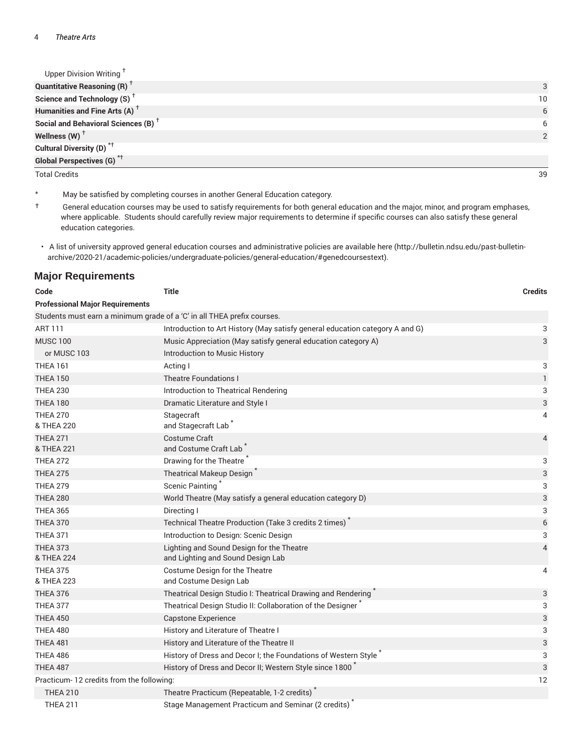| | |
|---|---|
| Upper Division Writing † | |
| **Quantitative Reasoning (R) †** | 3 |
| **Science and Technology (S) †** | 10 |
| **Humanities and Fine Arts (A) †** | 6 |
| **Social and Behavioral Sciences (B) †** | 6 |
| **Wellness (W) †** | 2 |
| **Cultural Diversity (D) *†** | |
| **Global Perspectives (G) *†** | |
| Total Credits | 39 |

\* May be satisfied by completing courses in another General Education category.

† General education courses may be used to satisfy requirements for both general education and the major, minor, and program emphases, where applicable. Students should carefully review major requirements to determine if specific courses can also satisfy these general education categories.

- A list of university approved general education courses and administrative policies are available here (http://bulletin.ndsu.edu/past-bulletin-archive/2020-21/academic-policies/undergraduate-policies/general-education/#genedcoursestext).

## Major Requirements

| Code | Title | Credits |
|---|---|---|
| **Professional Major Requirements** | | |
| Students must earn a minimum grade of a 'C' in all THEA prefix courses. | | |
| ART 111 | Introduction to Art History (May satisfy general education category A and G) | 3 |
| MUSC 100 | Music Appreciation (May satisfy general education category A) | 3 |
| or MUSC 103 | Introduction to Music History | |
| THEA 161 | Acting I | 3 |
| THEA 150 | Theatre Foundations I | 1 |
| THEA 230 | Introduction to Theatrical Rendering | 3 |
| THEA 180 | Dramatic Literature and Style I | 3 |
| THEA 270 & THEA 220 | Stagecraft and Stagecraft Lab * | 4 |
| THEA 271 & THEA 221 | Costume Craft and Costume Craft Lab * | 4 |
| THEA 272 | Drawing for the Theatre * | 3 |
| THEA 275 | Theatrical Makeup Design * | 3 |
| THEA 279 | Scenic Painting * | 3 |
| THEA 280 | World Theatre (May satisfy a general education category D) | 3 |
| THEA 365 | Directing I | 3 |
| THEA 370 | Technical Theatre Production (Take 3 credits 2 times) * | 6 |
| THEA 371 | Introduction to Design: Scenic Design | 3 |
| THEA 373 & THEA 224 | Lighting and Sound Design for the Theatre and Lighting and Sound Design Lab | 4 |
| THEA 375 & THEA 223 | Costume Design for the Theatre and Costume Design Lab | 4 |
| THEA 376 | Theatrical Design Studio I: Theatrical Drawing and Rendering * | 3 |
| THEA 377 | Theatrical Design Studio II: Collaboration of the Designer * | 3 |
| THEA 450 | Capstone Experience | 3 |
| THEA 480 | History and Literature of Theatre I | 3 |
| THEA 481 | History and Literature of the Theatre II | 3 |
| THEA 486 | History of Dress and Decor I; the Foundations of Western Style * | 3 |
| THEA 487 | History of Dress and Decor II; Western Style since 1800 * | 3 |
| Practicum- 12 credits from the following: | | 12 |
| THEA 210 | Theatre Practicum (Repeatable, 1-2 credits) * | |
| THEA 211 | Stage Management Practicum and Seminar (2 credits) * | |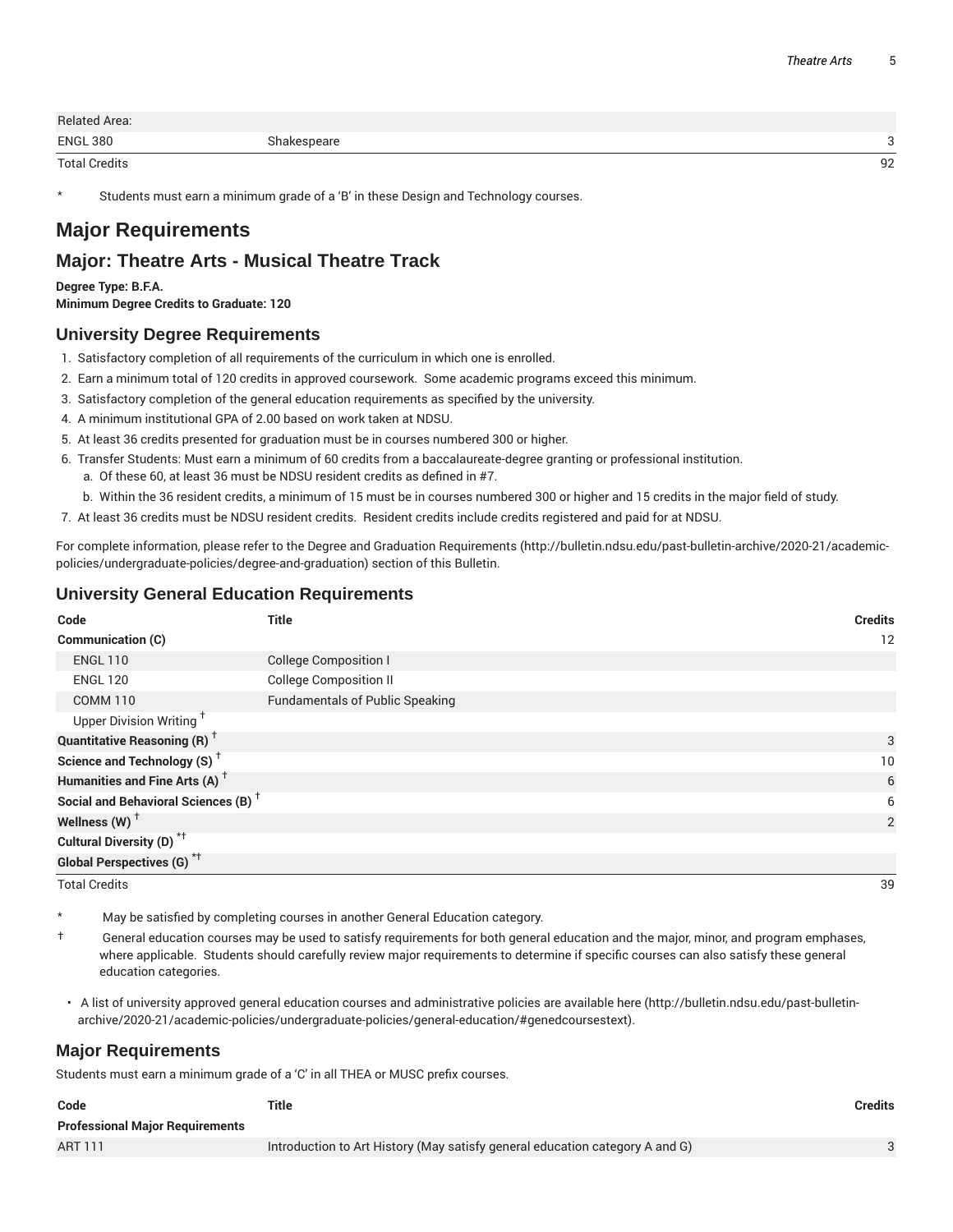| | | |
|---|---|---|
| Related Area: | | |
| ENGL 380 | Shakespeare | 3 |
| Total Credits | | 92 |

\* Students must earn a minimum grade of a 'B' in these Design and Technology courses.

# Major Requirements

## Major: Theatre Arts - Musical Theatre Track

**Degree Type: B.F.A.**
**Minimum Degree Credits to Graduate: 120**

### University Degree Requirements

1. Satisfactory completion of all requirements of the curriculum in which one is enrolled.
2. Earn a minimum total of 120 credits in approved coursework. Some academic programs exceed this minimum.
3. Satisfactory completion of the general education requirements as specified by the university.
4. A minimum institutional GPA of 2.00 based on work taken at NDSU.
5. At least 36 credits presented for graduation must be in courses numbered 300 or higher.
6. Transfer Students: Must earn a minimum of 60 credits from a baccalaureate-degree granting or professional institution.
   a. Of these 60, at least 36 must be NDSU resident credits as defined in #7.
   b. Within the 36 resident credits, a minimum of 15 must be in courses numbered 300 or higher and 15 credits in the major field of study.
7. At least 36 credits must be NDSU resident credits. Resident credits include credits registered and paid for at NDSU.

For complete information, please refer to the Degree and Graduation Requirements (http://bulletin.ndsu.edu/past-bulletin-archive/2020-21/academic-policies/undergraduate-policies/degree-and-graduation) section of this Bulletin.

### University General Education Requirements

| Code | Title | Credits |
|---|---|---|
| **Communication (C)** | | 12 |
| ENGL 110 | College Composition I | |
| ENGL 120 | College Composition II | |
| COMM 110 | Fundamentals of Public Speaking | |
| Upper Division Writing † | | |
| **Quantitative Reasoning (R) †** | | 3 |
| **Science and Technology (S) †** | | 10 |
| **Humanities and Fine Arts (A) †** | | 6 |
| **Social and Behavioral Sciences (B) †** | | 6 |
| **Wellness (W) †** | | 2 |
| **Cultural Diversity (D) *†** | | |
| **Global Perspectives (G) *†** | | |
| Total Credits | | 39 |

\* May be satisfied by completing courses in another General Education category.

† General education courses may be used to satisfy requirements for both general education and the major, minor, and program emphases, where applicable. Students should carefully review major requirements to determine if specific courses can also satisfy these general education categories.

- A list of university approved general education courses and administrative policies are available here (http://bulletin.ndsu.edu/past-bulletin-archive/2020-21/academic-policies/undergraduate-policies/general-education/#genedcoursestext).

### Major Requirements

Students must earn a minimum grade of a 'C' in all THEA or MUSC prefix courses.

| Code | Title | Credits |
|---|---|---|
| **Professional Major Requirements** | | |
| ART 111 | Introduction to Art History (May satisfy general education category A and G) | 3 |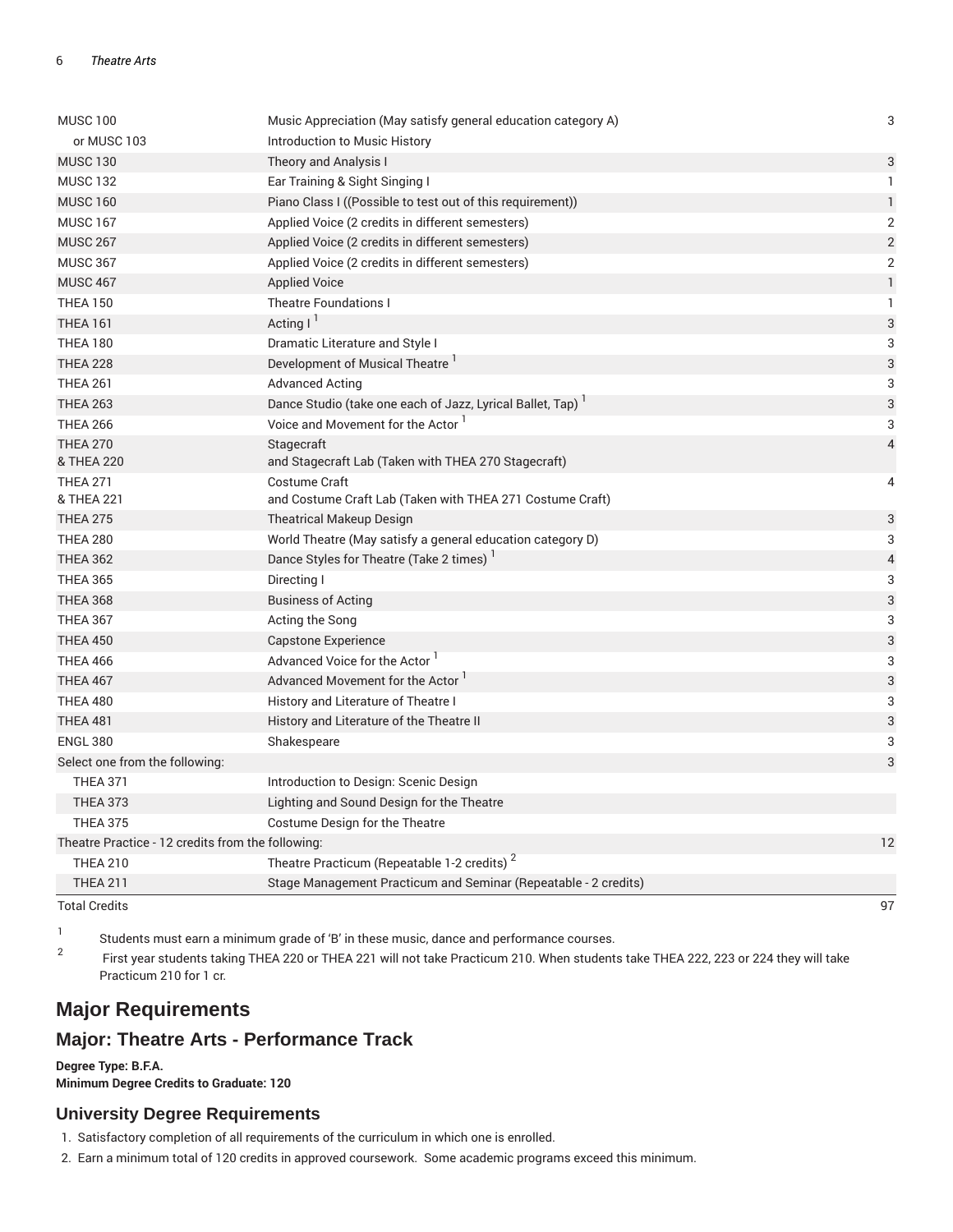| | | |
|---|---|---|
| MUSC 100 | Music Appreciation (May satisfy general education category A) | 3 |
| or MUSC 103 | Introduction to Music History | |
| MUSC 130 | Theory and Analysis I | 3 |
| MUSC 132 | Ear Training & Sight Singing I | 1 |
| MUSC 160 | Piano Class I ((Possible to test out of this requirement)) | 1 |
| MUSC 167 | Applied Voice (2 credits in different semesters) | 2 |
| MUSC 267 | Applied Voice (2 credits in different semesters) | 2 |
| MUSC 367 | Applied Voice (2 credits in different semesters) | 2 |
| MUSC 467 | Applied Voice | 1 |
| THEA 150 | Theatre Foundations I | 1 |
| THEA 161 | Acting I [1] | 3 |
| THEA 180 | Dramatic Literature and Style I | 3 |
| THEA 228 | Development of Musical Theatre [1] | 3 |
| THEA 261 | Advanced Acting | 3 |
| THEA 263 | Dance Studio (take one each of Jazz, Lyrical Ballet, Tap) [1] | 3 |
| THEA 266 | Voice and Movement for the Actor [1] | 3 |
| THEA 270<br>& THEA 220 | Stagecraft<br>and Stagecraft Lab (Taken with THEA 270 Stagecraft) | 4 |
| THEA 271<br>& THEA 221 | Costume Craft<br>and Costume Craft Lab (Taken with THEA 271 Costume Craft) | 4 |
| THEA 275 | Theatrical Makeup Design | 3 |
| THEA 280 | World Theatre (May satisfy a general education category D) | 3 |
| THEA 362 | Dance Styles for Theatre (Take 2 times) [1] | 4 |
| THEA 365 | Directing I | 3 |
| THEA 368 | Business of Acting | 3 |
| THEA 367 | Acting the Song | 3 |
| THEA 450 | Capstone Experience | 3 |
| THEA 466 | Advanced Voice for the Actor [1] | 3 |
| THEA 467 | Advanced Movement for the Actor [1] | 3 |
| THEA 480 | History and Literature of Theatre I | 3 |
| THEA 481 | History and Literature of the Theatre II | 3 |
| ENGL 380 | Shakespeare | 3 |
| Select one from the following: | | 3 |
| THEA 371 | Introduction to Design: Scenic Design | |
| THEA 373 | Lighting and Sound Design for the Theatre | |
| THEA 375 | Costume Design for the Theatre | |
| Theatre Practice - 12 credits from the following: | | 12 |
| THEA 210 | Theatre Practicum (Repeatable 1-2 credits) [2] | |
| THEA 211 | Stage Management Practicum and Seminar (Repeatable - 2 credits) | |
| Total Credits | | 97 |

1. Students must earn a minimum grade of 'B' in these music, dance and performance courses.
2. First year students taking THEA 220 or THEA 221 will not take Practicum 210. When students take THEA 222, 223 or 224 they will take Practicum 210 for 1 cr.

# Major Requirements

## Major: Theatre Arts - Performance Track

**Degree Type: B.F.A.**
**Minimum Degree Credits to Graduate: 120**

### University Degree Requirements

1. Satisfactory completion of all requirements of the curriculum in which one is enrolled.
2. Earn a minimum total of 120 credits in approved coursework. Some academic programs exceed this minimum.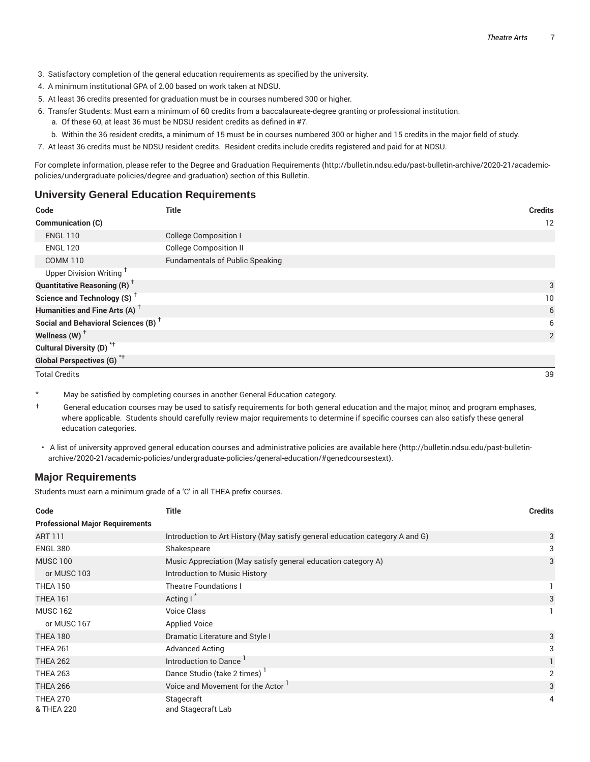3. Satisfactory completion of the general education requirements as specified by the university.
4. A minimum institutional GPA of 2.00 based on work taken at NDSU.
5. At least 36 credits presented for graduation must be in courses numbered 300 or higher.
6. Transfer Students: Must earn a minimum of 60 credits from a baccalaureate-degree granting or professional institution.
   a. Of these 60, at least 36 must be NDSU resident credits as defined in #7.
   b. Within the 36 resident credits, a minimum of 15 must be in courses numbered 300 or higher and 15 credits in the major field of study.
7. At least 36 credits must be NDSU resident credits. Resident credits include credits registered and paid for at NDSU.

For complete information, please refer to the Degree and Graduation Requirements (http://bulletin.ndsu.edu/past-bulletin-archive/2020-21/academic-policies/undergraduate-policies/degree-and-graduation) section of this Bulletin.

## University General Education Requirements

| Code | Title | Credits |
|---|---|---|
| **Communication (C)** | | 12 |
| ENGL 110 | College Composition I | |
| ENGL 120 | College Composition II | |
| COMM 110 | Fundamentals of Public Speaking | |
| Upper Division Writing † | | |
| **Quantitative Reasoning (R) †** | | 3 |
| **Science and Technology (S) †** | | 10 |
| **Humanities and Fine Arts (A) †** | | 6 |
| **Social and Behavioral Sciences (B) †** | | 6 |
| **Wellness (W) †** | | 2 |
| **Cultural Diversity (D) *†** | | |
| **Global Perspectives (G) *†** | | |
| Total Credits | | 39 |

\* May be satisfied by completing courses in another General Education category.

† General education courses may be used to satisfy requirements for both general education and the major, minor, and program emphases, where applicable. Students should carefully review major requirements to determine if specific courses can also satisfy these general education categories.

- A list of university approved general education courses and administrative policies are available here (http://bulletin.ndsu.edu/past-bulletin-archive/2020-21/academic-policies/undergraduate-policies/general-education/#genedcoursestext).

## Major Requirements

Students must earn a minimum grade of a 'C' in all THEA prefix courses.

| Code | Title | Credits |
|---|---|---|
| **Professional Major Requirements** | | |
| ART 111 | Introduction to Art History (May satisfy general education category A and G) | 3 |
| ENGL 380 | Shakespeare | 3 |
| MUSC 100 | Music Appreciation (May satisfy general education category A) | 3 |
| or MUSC 103 | Introduction to Music History | |
| THEA 150 | Theatre Foundations I | 1 |
| THEA 161 | Acting I * | 3 |
| MUSC 162 | Voice Class | 1 |
| or MUSC 167 | Applied Voice | |
| THEA 180 | Dramatic Literature and Style I | 3 |
| THEA 261 | Advanced Acting | 3 |
| THEA 262 | Introduction to Dance [1] | 1 |
| THEA 263 | Dance Studio (take 2 times) [1] | 2 |
| THEA 266 | Voice and Movement for the Actor [1] | 3 |
| THEA 270 & THEA 220 | Stagecraft and Stagecraft Lab | 4 |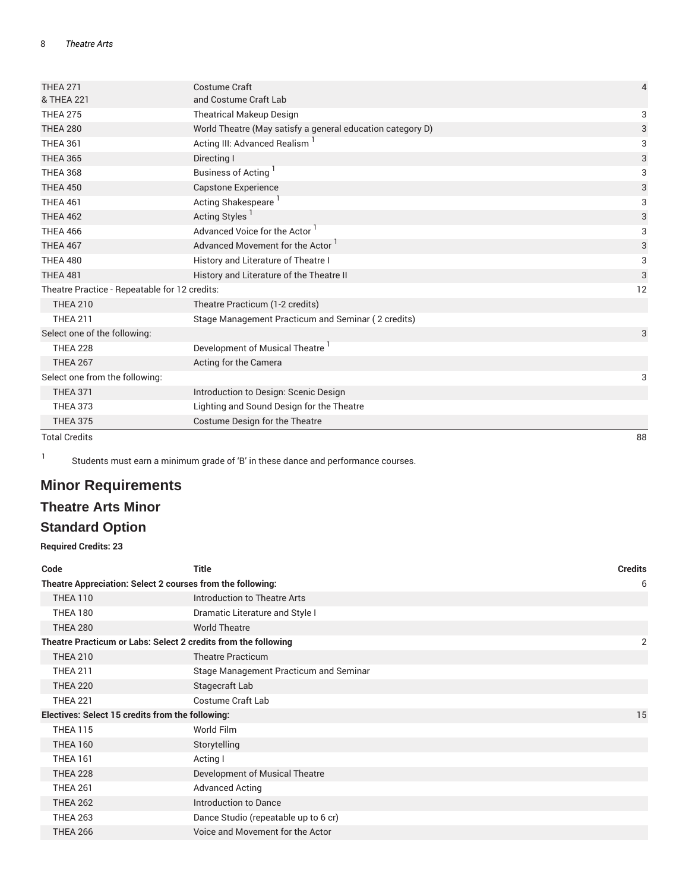| | | |
|---|---|---|
| THEA 271 & THEA 221 | Costume Craft and Costume Craft Lab | 4 |
| THEA 275 | Theatrical Makeup Design | 3 |
| THEA 280 | World Theatre (May satisfy a general education category D) | 3 |
| THEA 361 | Acting III: Advanced Realism [1] | 3 |
| THEA 365 | Directing I | 3 |
| THEA 368 | Business of Acting [1] | 3 |
| THEA 450 | Capstone Experience | 3 |
| THEA 461 | Acting Shakespeare [1] | 3 |
| THEA 462 | Acting Styles [1] | 3 |
| THEA 466 | Advanced Voice for the Actor [1] | 3 |
| THEA 467 | Advanced Movement for the Actor [1] | 3 |
| THEA 480 | History and Literature of Theatre I | 3 |
| THEA 481 | History and Literature of the Theatre II | 3 |
| Theatre Practice - Repeatable for 12 credits: | | 12 |
| THEA 210 | Theatre Practicum (1-2 credits) | |
| THEA 211 | Stage Management Practicum and Seminar ( 2 credits) | |
| Select one of the following: | | 3 |
| THEA 228 | Development of Musical Theatre [1] | |
| THEA 267 | Acting for the Camera | |
| Select one from the following: | | 3 |
| THEA 371 | Introduction to Design: Scenic Design | |
| THEA 373 | Lighting and Sound Design for the Theatre | |
| THEA 375 | Costume Design for the Theatre | |
| Total Credits | | 88 |

[1] Students must earn a minimum grade of 'B' in these dance and performance courses.

## Minor Requirements

## Theatre Arts Minor

## Standard Option

**Required Credits: 23**

| Code | Title | Credits |
|---|---|---|
| **Theatre Appreciation: Select 2 courses from the following:** | | 6 |
| THEA 110 | Introduction to Theatre Arts | |
| THEA 180 | Dramatic Literature and Style I | |
| THEA 280 | World Theatre | |
| **Theatre Practicum or Labs: Select 2 credits from the following** | | 2 |
| THEA 210 | Theatre Practicum | |
| THEA 211 | Stage Management Practicum and Seminar | |
| THEA 220 | Stagecraft Lab | |
| THEA 221 | Costume Craft Lab | |
| **Electives: Select 15 credits from the following:** | | 15 |
| THEA 115 | World Film | |
| THEA 160 | Storytelling | |
| THEA 161 | Acting I | |
| THEA 228 | Development of Musical Theatre | |
| THEA 261 | Advanced Acting | |
| THEA 262 | Introduction to Dance | |
| THEA 263 | Dance Studio (repeatable up to 6 cr) | |
| THEA 266 | Voice and Movement for the Actor | |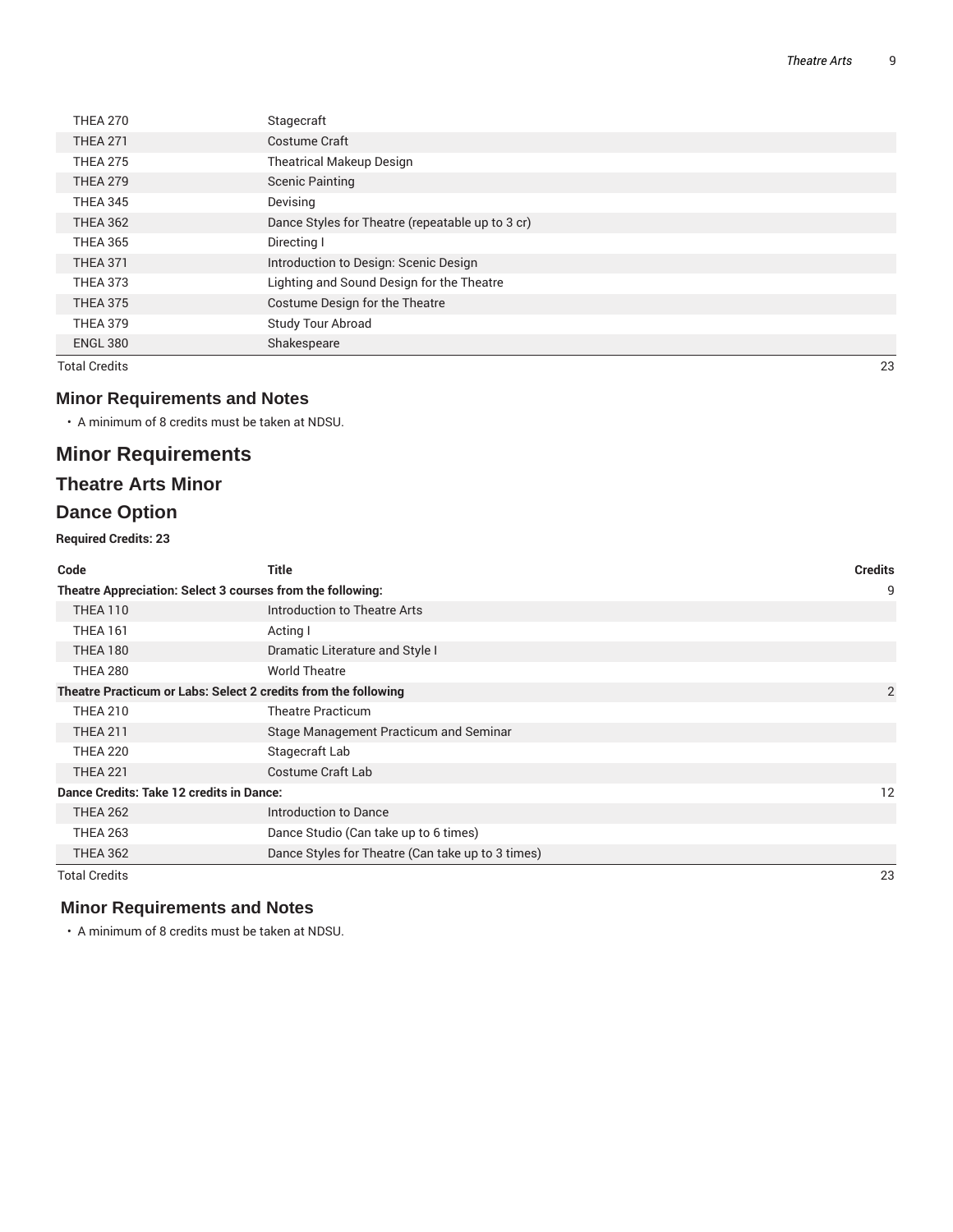| | | |
|---|---|---|
| THEA 270 | Stagecraft | |
| THEA 271 | Costume Craft | |
| THEA 275 | Theatrical Makeup Design | |
| THEA 279 | Scenic Painting | |
| THEA 345 | Devising | |
| THEA 362 | Dance Styles for Theatre (repeatable up to 3 cr) | |
| THEA 365 | Directing I | |
| THEA 371 | Introduction to Design: Scenic Design | |
| THEA 373 | Lighting and Sound Design for the Theatre | |
| THEA 375 | Costume Design for the Theatre | |
| THEA 379 | Study Tour Abroad | |
| ENGL 380 | Shakespeare | |
| Total Credits | | 23 |

### Minor Requirements and Notes

- A minimum of 8 credits must be taken at NDSU.

## Minor Requirements

### Theatre Arts Minor

### Dance Option

**Required Credits: 23**

| Code | Title | Credits |
|---|---|---|
| **Theatre Appreciation: Select 3 courses from the following:** | | 9 |
| THEA 110 | Introduction to Theatre Arts | |
| THEA 161 | Acting I | |
| THEA 180 | Dramatic Literature and Style I | |
| THEA 280 | World Theatre | |
| **Theatre Practicum or Labs: Select 2 credits from the following** | | 2 |
| THEA 210 | Theatre Practicum | |
| THEA 211 | Stage Management Practicum and Seminar | |
| THEA 220 | Stagecraft Lab | |
| THEA 221 | Costume Craft Lab | |
| **Dance Credits: Take 12 credits in Dance:** | | 12 |
| THEA 262 | Introduction to Dance | |
| THEA 263 | Dance Studio (Can take up to 6 times) | |
| THEA 362 | Dance Styles for Theatre (Can take up to 3 times) | |
| Total Credits | | 23 |

### Minor Requirements and Notes

- A minimum of 8 credits must be taken at NDSU.